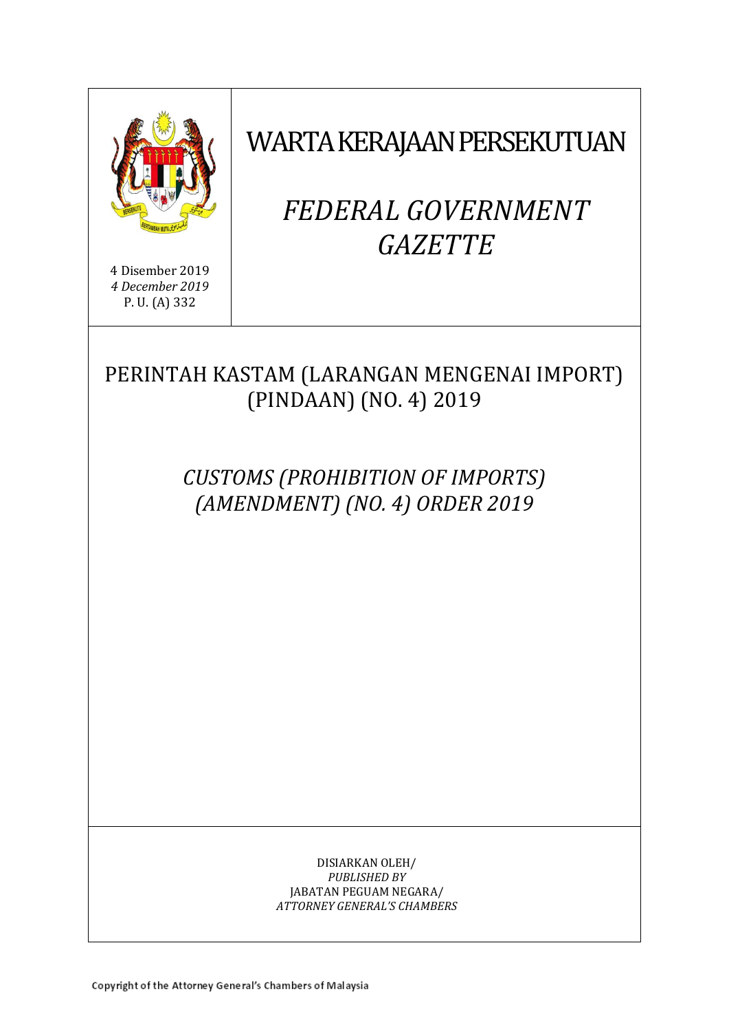4 Disember 2019
*4 December 2019*
P. U. (A) 332

# WARTA KERAJAAN PERSEKUTUAN

# *FEDERAL GOVERNMENT GAZETTE*

## PERINTAH KASTAM (LARANGAN MENGENAI IMPORT) (PINDAAN) (NO. 4) 2019

## *CUSTOMS (PROHIBITION OF IMPORTS) (AMENDMENT) (NO. 4) ORDER 2019*

DISIARKAN OLEH/
*PUBLISHED BY*
JABATAN PEGUAM NEGARA/
*ATTORNEY GENERAL'S CHAMBERS*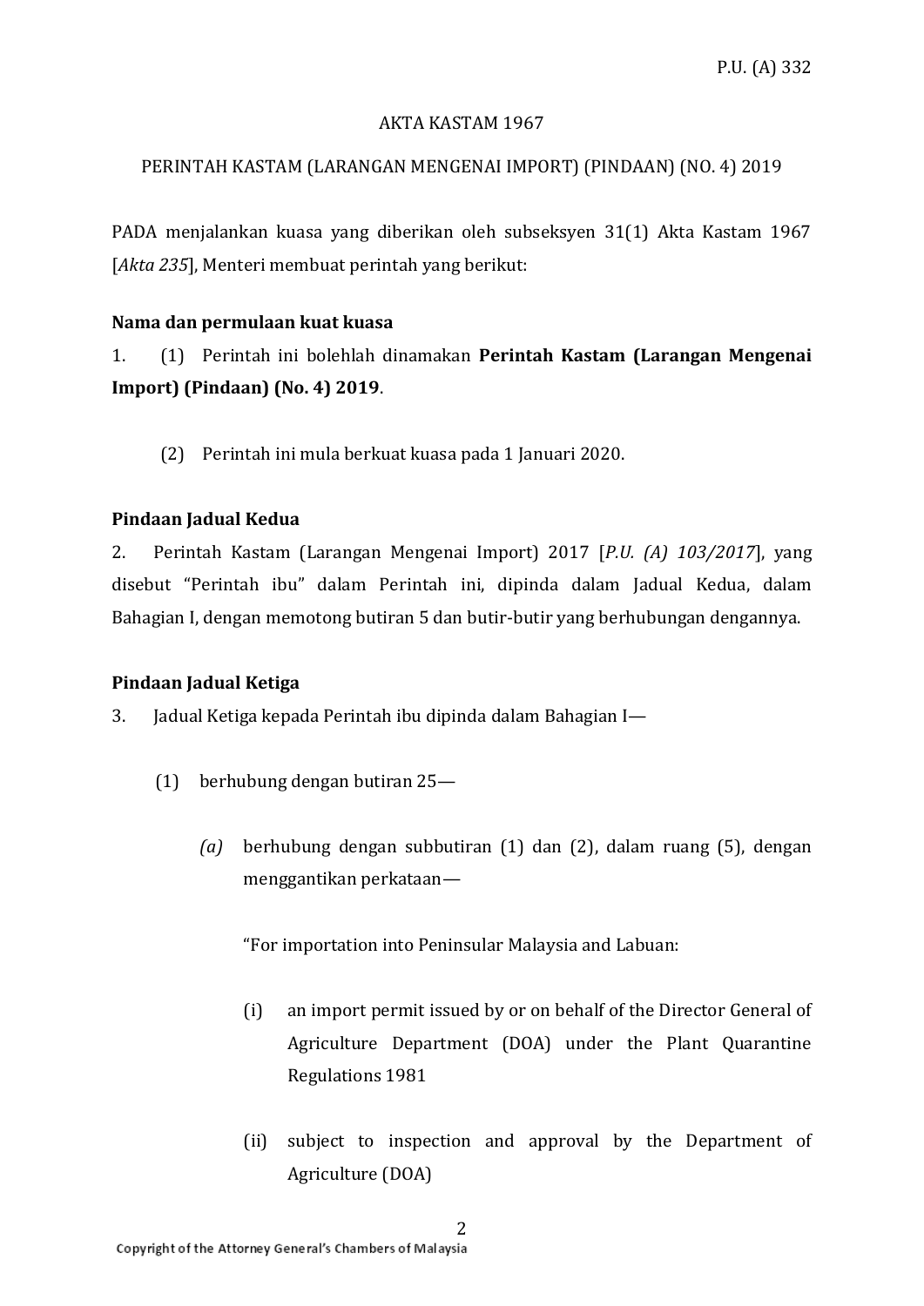P.U. (A) 332

AKTA KASTAM 1967

PERINTAH KASTAM (LARANGAN MENGENAI IMPORT) (PINDAAN) (NO. 4) 2019

PADA menjalankan kuasa yang diberikan oleh subseksyen 31(1) Akta Kastam 1967 [*Akta 235*], Menteri membuat perintah yang berikut:

**Nama dan permulaan kuat kuasa**

1. (1) Perintah ini bolehlah dinamakan **Perintah Kastam (Larangan Mengenai Import) (Pindaan) (No. 4) 2019**.

(2) Perintah ini mula berkuat kuasa pada 1 Januari 2020.

**Pindaan Jadual Kedua**

2. Perintah Kastam (Larangan Mengenai Import) 2017 [*P.U. (A) 103/2017*], yang disebut "Perintah ibu" dalam Perintah ini, dipinda dalam Jadual Kedua, dalam Bahagian I, dengan memotong butiran 5 dan butir-butir yang berhubungan dengannya.

**Pindaan Jadual Ketiga**

3. Jadual Ketiga kepada Perintah ibu dipinda dalam Bahagian I—

(1) berhubung dengan butiran 25—

*(a)* berhubung dengan subbutiran (1) dan (2), dalam ruang (5), dengan menggantikan perkataan—

"For importation into Peninsular Malaysia and Labuan:

(i) an import permit issued by or on behalf of the Director General of Agriculture Department (DOA) under the Plant Quarantine Regulations 1981

(ii) subject to inspection and approval by the Department of Agriculture (DOA)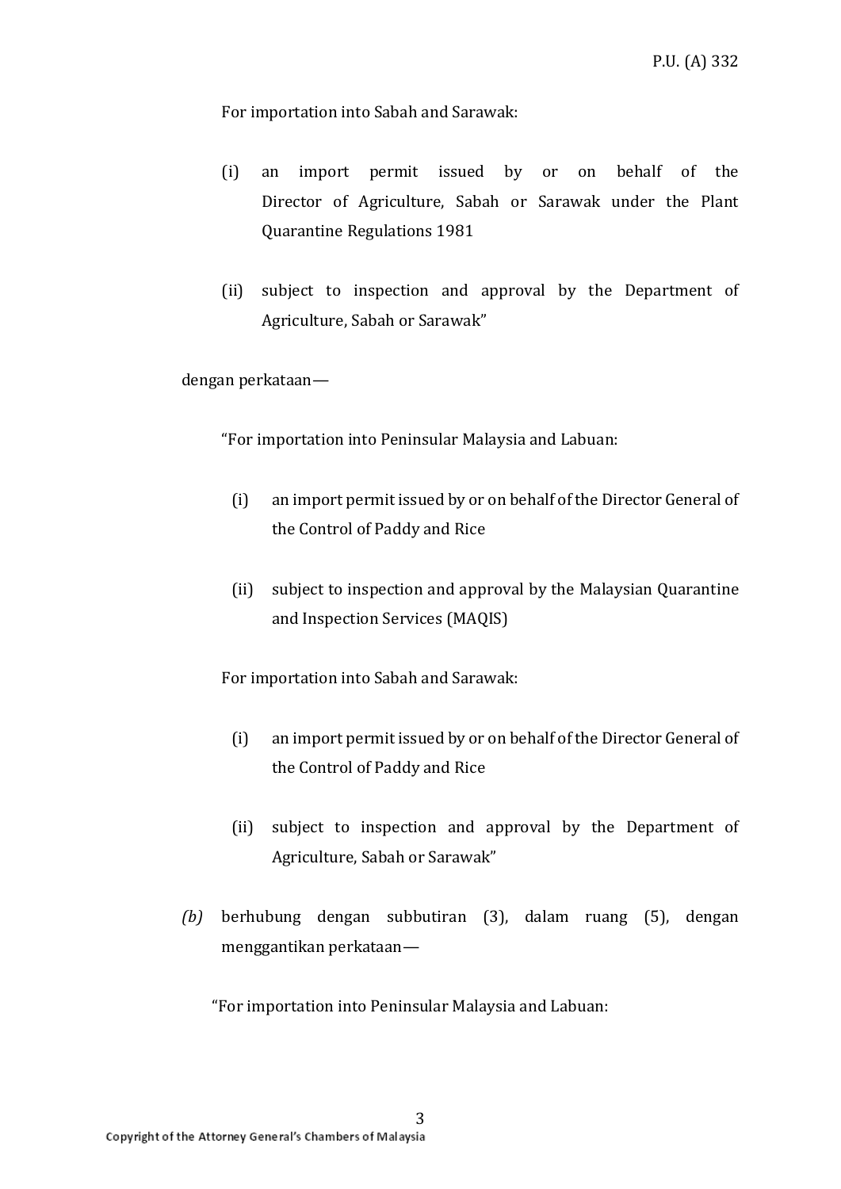For importation into Sabah and Sarawak:

(i) an import permit issued by or on behalf of the Director of Agriculture, Sabah or Sarawak under the Plant Quarantine Regulations 1981

(ii) subject to inspection and approval by the Department of Agriculture, Sabah or Sarawak”

dengan perkataan—

“For importation into Peninsular Malaysia and Labuan:

(i) an import permit issued by or on behalf of the Director General of the Control of Paddy and Rice

(ii) subject to inspection and approval by the Malaysian Quarantine and Inspection Services (MAQIS)

For importation into Sabah and Sarawak:

(i) an import permit issued by or on behalf of the Director General of the Control of Paddy and Rice

(ii) subject to inspection and approval by the Department of Agriculture, Sabah or Sarawak”

*(b)* berhubung dengan subbutiran (3), dalam ruang (5), dengan menggantikan perkataan—

“For importation into Peninsular Malaysia and Labuan: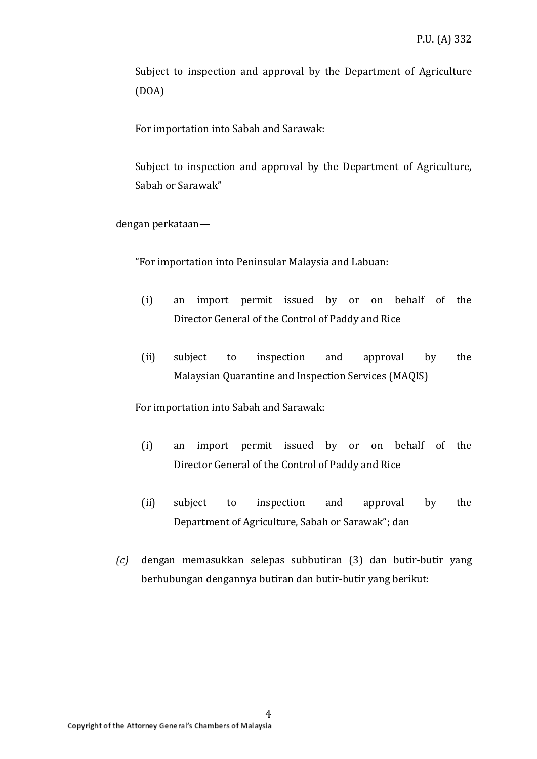Subject to inspection and approval by the Department of Agriculture (DOA)

For importation into Sabah and Sarawak:

Subject to inspection and approval by the Department of Agriculture, Sabah or Sarawak"

dengan perkataan—

"For importation into Peninsular Malaysia and Labuan:

(i) an import permit issued by or on behalf of the Director General of the Control of Paddy and Rice

(ii) subject to inspection and approval by the Malaysian Quarantine and Inspection Services (MAQIS)

For importation into Sabah and Sarawak:

(i) an import permit issued by or on behalf of the Director General of the Control of Paddy and Rice

(ii) subject to inspection and approval by the Department of Agriculture, Sabah or Sarawak"; dan

*(c)* dengan memasukkan selepas subbutiran (3) dan butir-butir yang berhubungan dengannya butiran dan butir-butir yang berikut: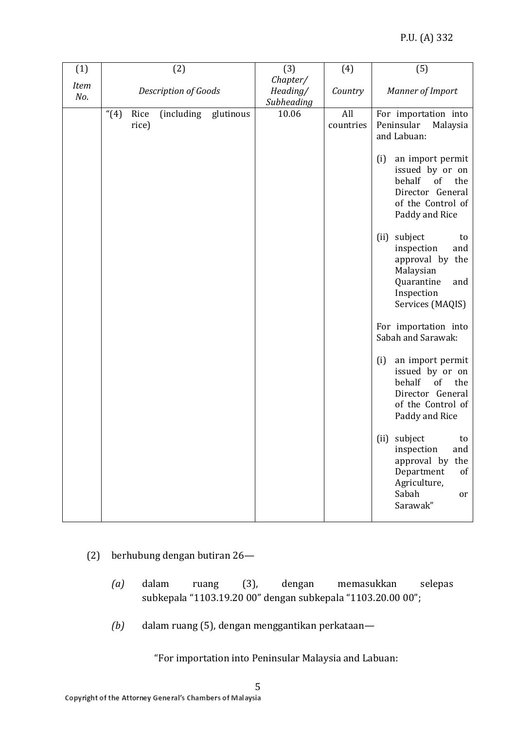| (1)<br>*Item No.* | (2)<br>*Description of Goods* | (3)<br>*Chapter/ Heading/ Subheading* | (4)<br>*Country* | (5)<br>*Manner of Import* |
|---|---|---|---|---|
| | "(4) Rice (including glutinous rice) | 10.06 | All countries | For importation into Peninsular Malaysia and Labuan:<br><br>(i) an import permit issued by or on behalf of the Director General of the Control of Paddy and Rice<br><br>(ii) subject to inspection and approval by the Malaysian Quarantine and Inspection Services (MAQIS)<br><br>For importation into Sabah and Sarawak:<br><br>(i) an import permit issued by or on behalf of the Director General of the Control of Paddy and Rice<br><br>(ii) subject to inspection and approval by the Department of Agriculture, Sabah or Sarawak" |

(2) berhubung dengan butiran 26—

*(a)* dalam ruang (3), dengan memasukkan selepas subkepala "1103.19.20 00" dengan subkepala "1103.20.00 00";

*(b)* dalam ruang (5), dengan menggantikan perkataan—

"For importation into Peninsular Malaysia and Labuan: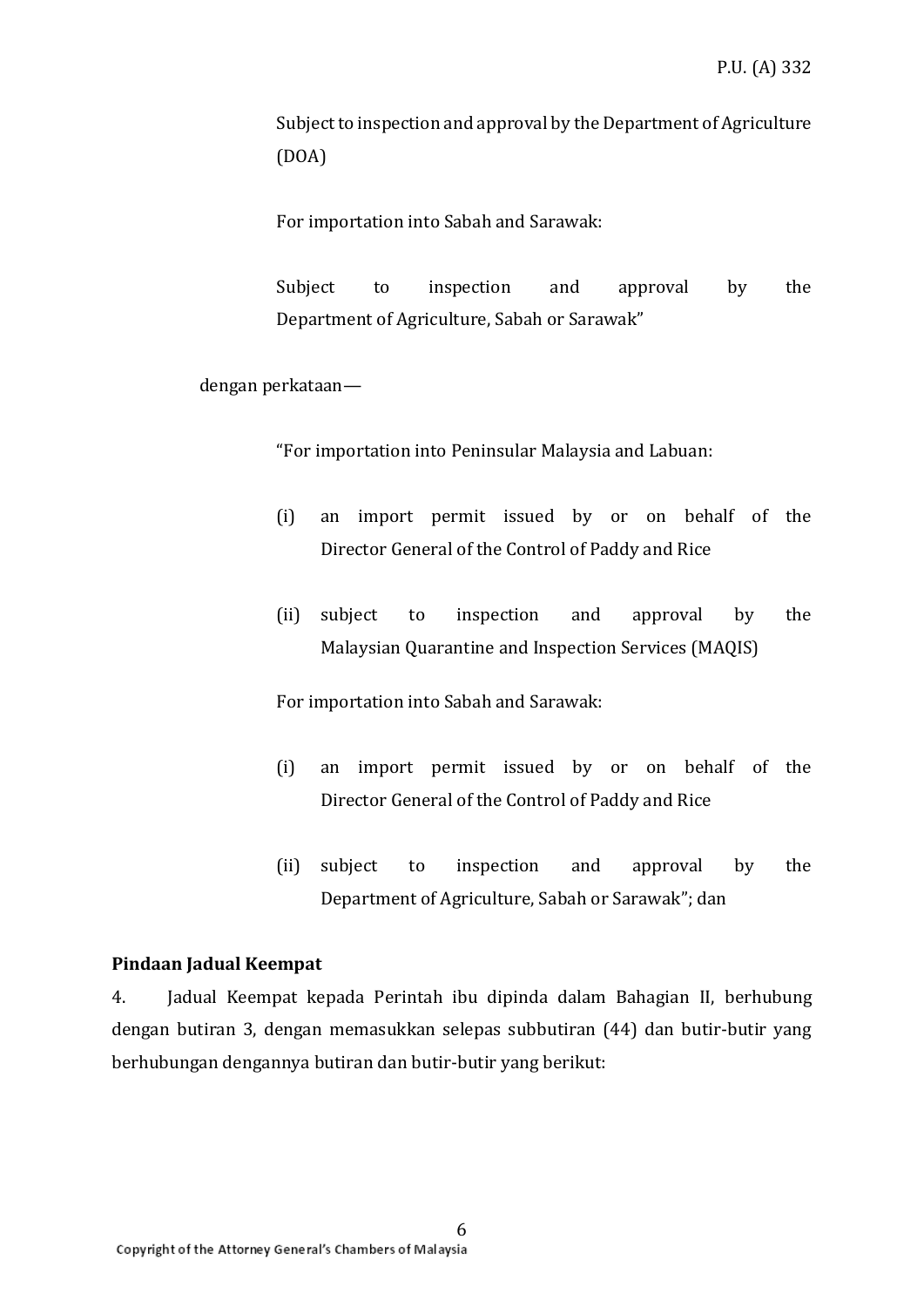Subject to inspection and approval by the Department of Agriculture (DOA)

For importation into Sabah and Sarawak:

Subject to inspection and approval by the Department of Agriculture, Sabah or Sarawak"

dengan perkataan—

"For importation into Peninsular Malaysia and Labuan:

(i) an import permit issued by or on behalf of the Director General of the Control of Paddy and Rice

(ii) subject to inspection and approval by the Malaysian Quarantine and Inspection Services (MAQIS)

For importation into Sabah and Sarawak:

(i) an import permit issued by or on behalf of the Director General of the Control of Paddy and Rice

(ii) subject to inspection and approval by the Department of Agriculture, Sabah or Sarawak"; dan

**Pindaan Jadual Keempat**

4. Jadual Keempat kepada Perintah ibu dipinda dalam Bahagian II, berhubung dengan butiran 3, dengan memasukkan selepas subbutiran (44) dan butir-butir yang berhubungan dengannya butiran dan butir-butir yang berikut: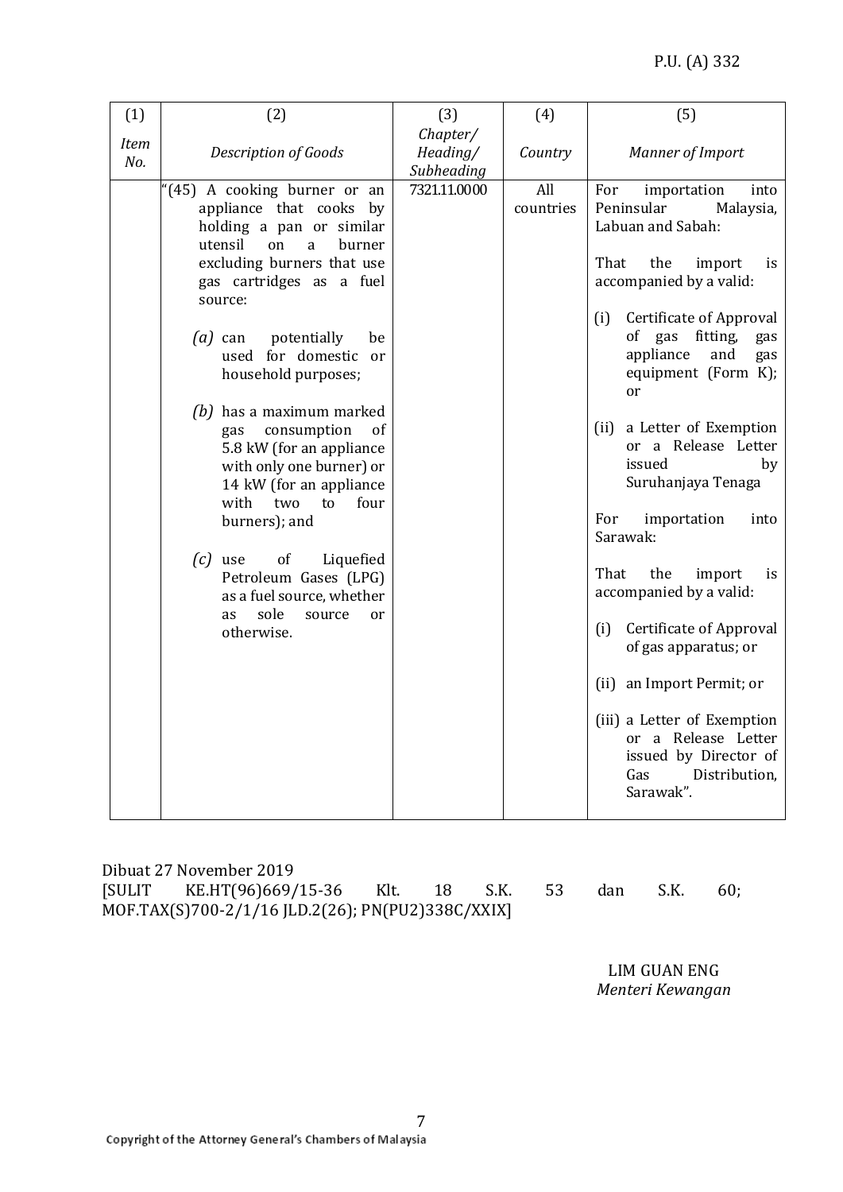| (1) | (2) | (3) | (4) | (5) |
|---|---|---|---|---|
| *Item No.* | *Description of Goods* | *Chapter/ Heading/ Subheading* | *Country* | *Manner of Import* |
| | "(45) A cooking burner or an appliance that cooks by holding a pan or similar utensil on a burner excluding burners that use gas cartridges as a fuel source:<br><br>*(a)* can potentially be used for domestic or household purposes;<br><br>*(b)* has a maximum marked gas consumption of 5.8 kW (for an appliance with only one burner) or 14 kW (for an appliance with two to four burners); and<br><br>*(c)* use of Liquefied Petroleum Gases (LPG) as a fuel source, whether as sole source or otherwise. | 7321.11.0000 | All countries | For importation into Peninsular Malaysia, Labuan and Sabah:<br><br>That the import is accompanied by a valid:<br><br>(i) Certificate of Approval of gas fitting, gas appliance and gas equipment (Form K); or<br><br>(ii) a Letter of Exemption or a Release Letter issued by Suruhanjaya Tenaga<br><br>For importation into Sarawak:<br><br>That the import is accompanied by a valid:<br><br>(i) Certificate of Approval of gas apparatus; or<br><br>(ii) an Import Permit; or<br><br>(iii) a Letter of Exemption or a Release Letter issued by Director of Gas Distribution, Sarawak". |

Dibuat 27 November 2019
[SULIT KE.HT(96)669/15-36 Klt. 18 S.K. 53 dan S.K. 60; MOF.TAX(S)700-2/1/16 JLD.2(26); PN(PU2)338C/XXIX]

LIM GUAN ENG
*Menteri Kewangan*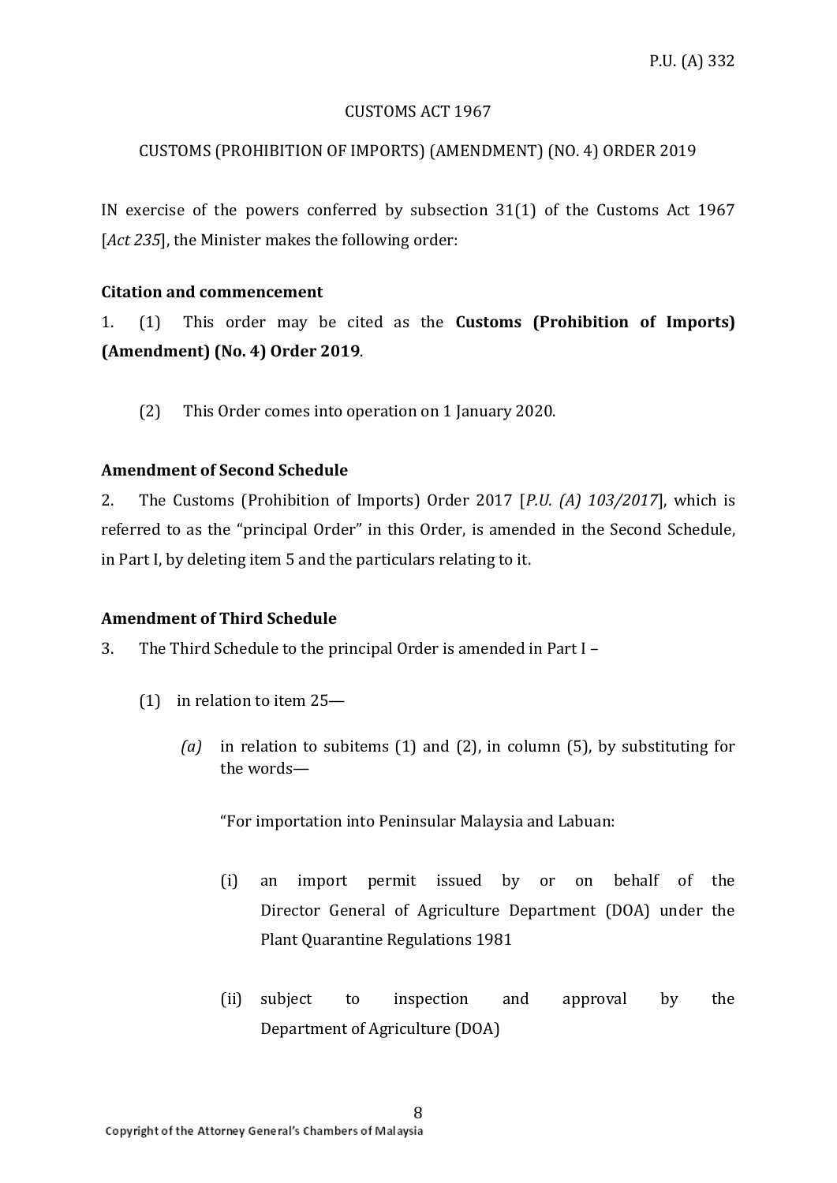CUSTOMS ACT 1967

CUSTOMS (PROHIBITION OF IMPORTS) (AMENDMENT) (NO. 4) ORDER 2019

IN exercise of the powers conferred by subsection 31(1) of the Customs Act 1967 [*Act 235*], the Minister makes the following order:

**Citation and commencement**

1. (1) This order may be cited as the **Customs (Prohibition of Imports) (Amendment) (No. 4) Order 2019**.

(2) This Order comes into operation on 1 January 2020.

**Amendment of Second Schedule**

2. The Customs (Prohibition of Imports) Order 2017 [*P.U. (A) 103/2017*], which is referred to as the "principal Order" in this Order, is amended in the Second Schedule, in Part I, by deleting item 5 and the particulars relating to it.

**Amendment of Third Schedule**

3. The Third Schedule to the principal Order is amended in Part I –

(1) in relation to item 25—

*(a)* in relation to subitems (1) and (2), in column (5), by substituting for the words—

"For importation into Peninsular Malaysia and Labuan:

(i) an import permit issued by or on behalf of the Director General of Agriculture Department (DOA) under the Plant Quarantine Regulations 1981

(ii) subject to inspection and approval by the Department of Agriculture (DOA)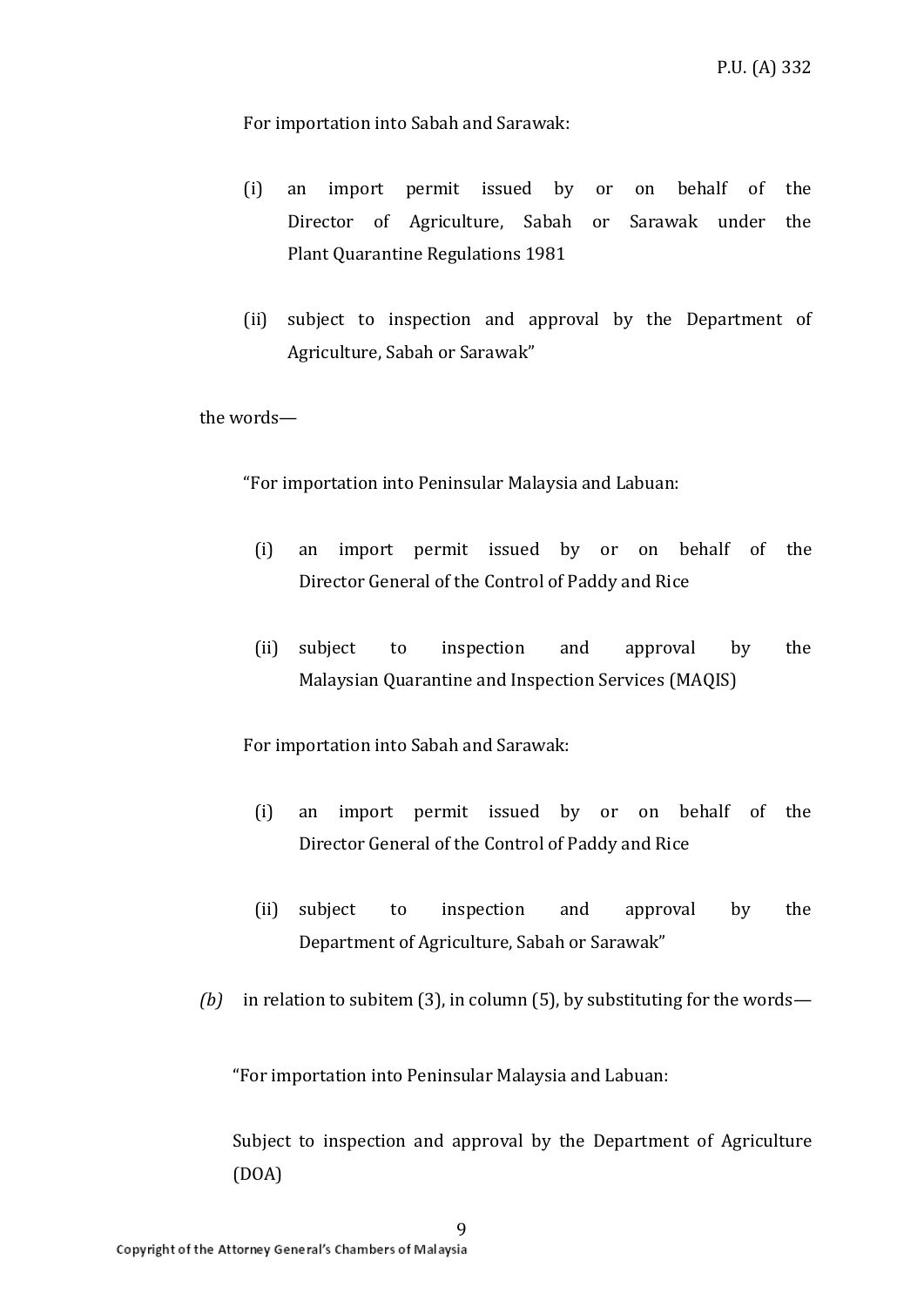For importation into Sabah and Sarawak:

(i) an import permit issued by or on behalf of the Director of Agriculture, Sabah or Sarawak under the Plant Quarantine Regulations 1981

(ii) subject to inspection and approval by the Department of Agriculture, Sabah or Sarawak”

the words—

“For importation into Peninsular Malaysia and Labuan:

(i) an import permit issued by or on behalf of the Director General of the Control of Paddy and Rice

(ii) subject to inspection and approval by the Malaysian Quarantine and Inspection Services (MAQIS)

For importation into Sabah and Sarawak:

(i) an import permit issued by or on behalf of the Director General of the Control of Paddy and Rice

(ii) subject to inspection and approval by the Department of Agriculture, Sabah or Sarawak”

*(b)* in relation to subitem (3), in column (5), by substituting for the words—

“For importation into Peninsular Malaysia and Labuan:

Subject to inspection and approval by the Department of Agriculture (DOA)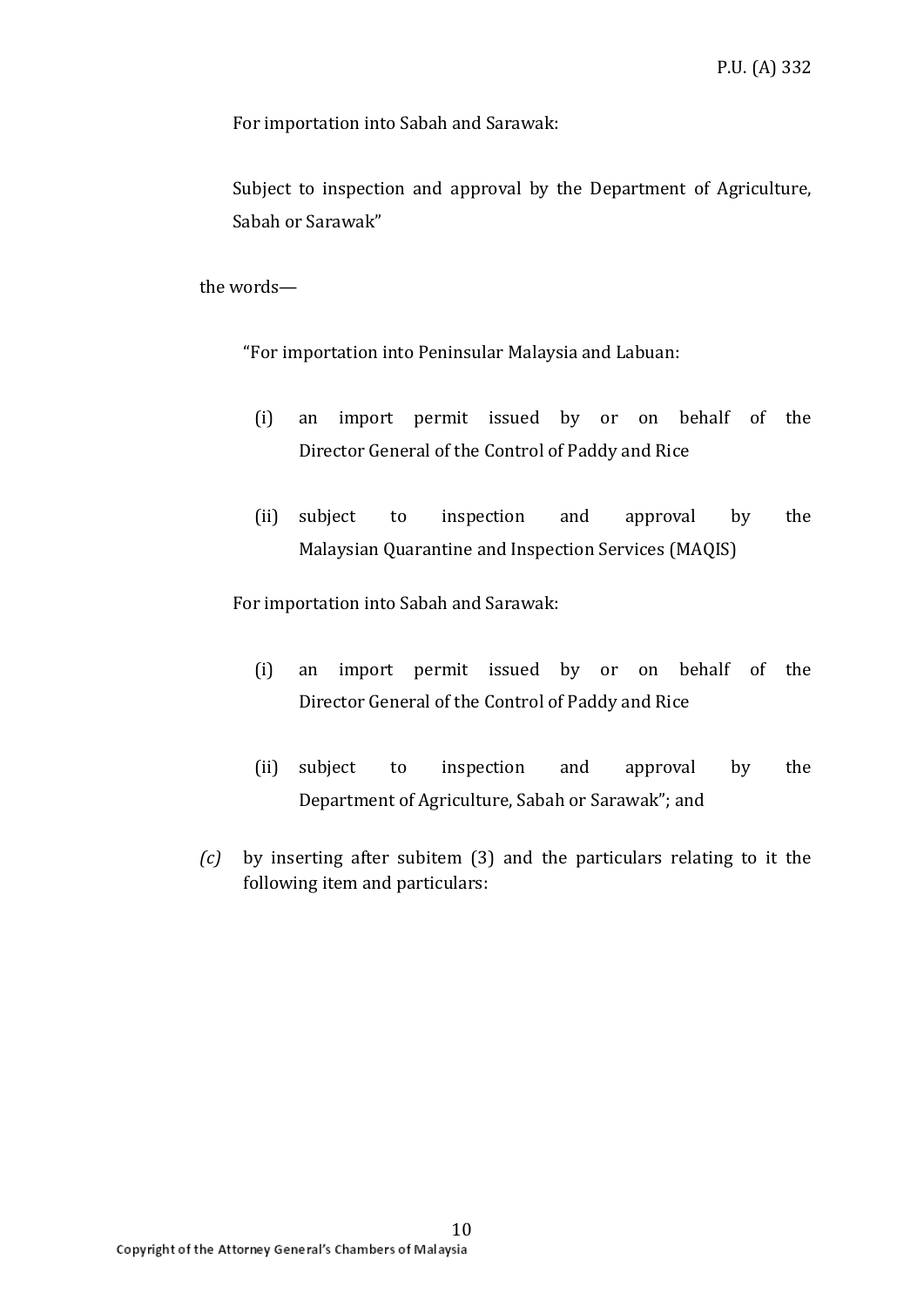For importation into Sabah and Sarawak:

Subject to inspection and approval by the Department of Agriculture, Sabah or Sarawak"

the words—

"For importation into Peninsular Malaysia and Labuan:

(i) an import permit issued by or on behalf of the Director General of the Control of Paddy and Rice

(ii) subject to inspection and approval by the Malaysian Quarantine and Inspection Services (MAQIS)

For importation into Sabah and Sarawak:

(i) an import permit issued by or on behalf of the Director General of the Control of Paddy and Rice

(ii) subject to inspection and approval by the Department of Agriculture, Sabah or Sarawak"; and

*(c)* by inserting after subitem (3) and the particulars relating to it the following item and particulars: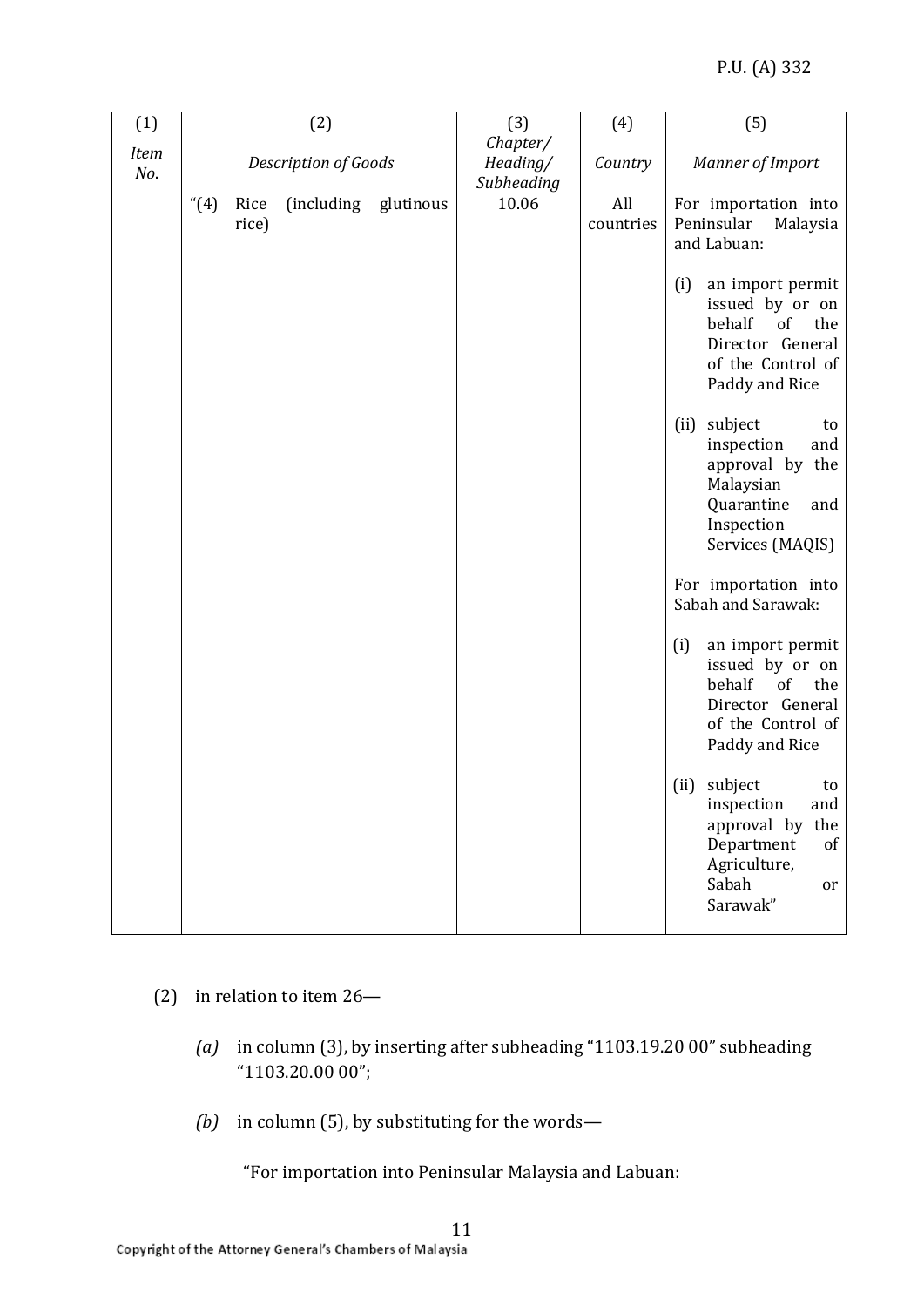| (1) | (2) | (3) | (4) | (5) |
|---|---|---|---|---|
| *Item No.* | *Description of Goods* | *Chapter/ Heading/ Subheading* | *Country* | *Manner of Import* |
| | "(4) Rice (including glutinous rice) | 10.06 | All countries | For importation into Peninsular Malaysia and Labuan:<br><br>(i) an import permit issued by or on behalf of the Director General of the Control of Paddy and Rice<br><br>(ii) subject to inspection and approval by the Malaysian Quarantine and Inspection Services (MAQIS)<br><br>For importation into Sabah and Sarawak:<br><br>(i) an import permit issued by or on behalf of the Director General of the Control of Paddy and Rice<br><br>(ii) subject to inspection and approval by the Department of Agriculture, Sabah or Sarawak" |

(2) in relation to item 26—

*(a)* in column (3), by inserting after subheading "1103.19.20 00" subheading "1103.20.00 00";

*(b)* in column (5), by substituting for the words—

"For importation into Peninsular Malaysia and Labuan: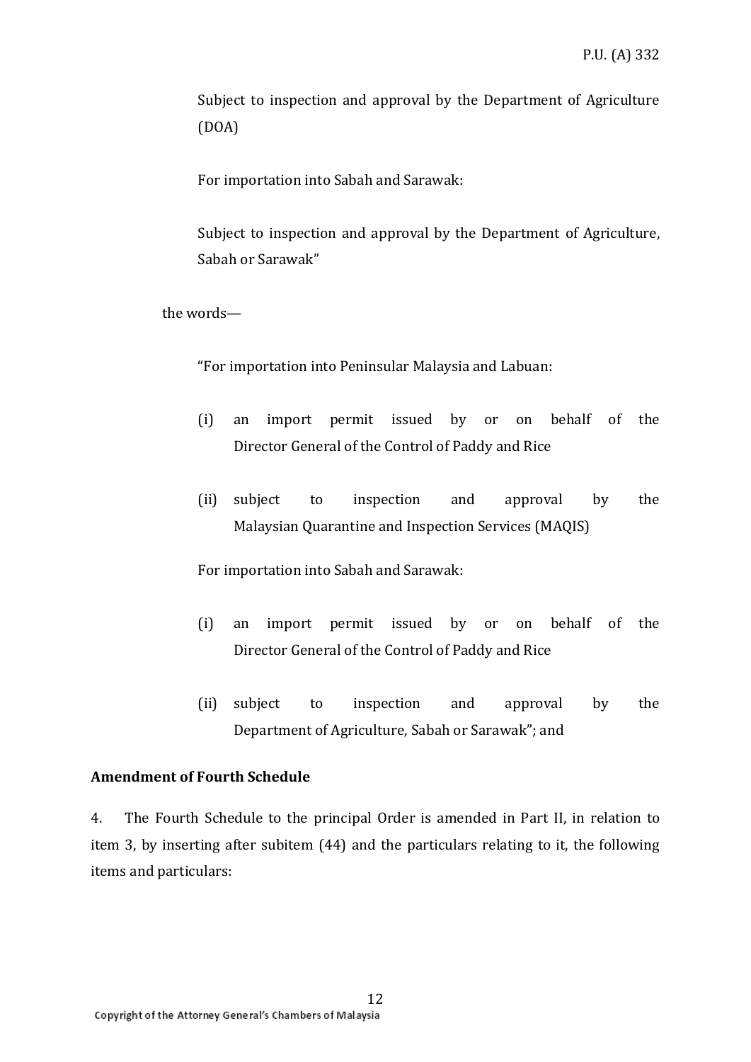Subject to inspection and approval by the Department of Agriculture (DOA)

For importation into Sabah and Sarawak:

Subject to inspection and approval by the Department of Agriculture, Sabah or Sarawak"

the words—

"For importation into Peninsular Malaysia and Labuan:

(i) an import permit issued by or on behalf of the Director General of the Control of Paddy and Rice

(ii) subject to inspection and approval by the Malaysian Quarantine and Inspection Services (MAQIS)

For importation into Sabah and Sarawak:

(i) an import permit issued by or on behalf of the Director General of the Control of Paddy and Rice

(ii) subject to inspection and approval by the Department of Agriculture, Sabah or Sarawak"; and

**Amendment of Fourth Schedule**

4. The Fourth Schedule to the principal Order is amended in Part II, in relation to item 3, by inserting after subitem (44) and the particulars relating to it, the following items and particulars: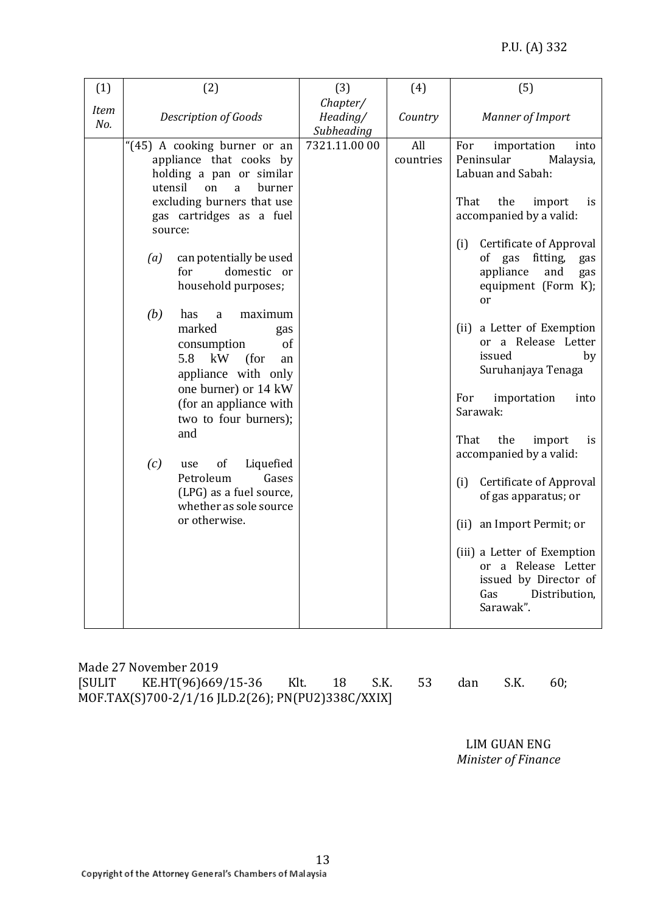| (1) *Item No.* | (2) *Description of Goods* | (3) *Chapter/ Heading/ Subheading* | (4) *Country* | (5) *Manner of Import* |
|---|---|---|---|---|
| | "(45) A cooking burner or an appliance that cooks by holding a pan or similar utensil on a burner excluding burners that use gas cartridges as a fuel source:<br><br>*(a)* can potentially be used for domestic or household purposes;<br><br>*(b)* has a maximum marked gas consumption of 5.8 kW (for an appliance with only one burner) or 14 kW (for an appliance with two to four burners); and<br><br>*(c)* use of Liquefied Petroleum Gases (LPG) as a fuel source, whether as sole source or otherwise. | 7321.11.00 00 | All countries | For importation into Peninsular Malaysia, Labuan and Sabah:<br><br>That the import is accompanied by a valid:<br><br>(i) Certificate of Approval of gas fitting, gas appliance and gas equipment (Form K); or<br><br>(ii) a Letter of Exemption or a Release Letter issued by Suruhanjaya Tenaga<br><br>For importation into Sarawak:<br><br>That the import is accompanied by a valid:<br><br>(i) Certificate of Approval of gas apparatus; or<br><br>(ii) an Import Permit; or<br><br>(iii) a Letter of Exemption or a Release Letter issued by Director of Gas Distribution, Sarawak". |

Made 27 November 2019
[SULIT KE.HT(96)669/15-36 Klt. 18 S.K. 53 dan S.K. 60; MOF.TAX(S)700-2/1/16 JLD.2(26); PN(PU2)338C/XXIX]

LIM GUAN ENG
*Minister of Finance*